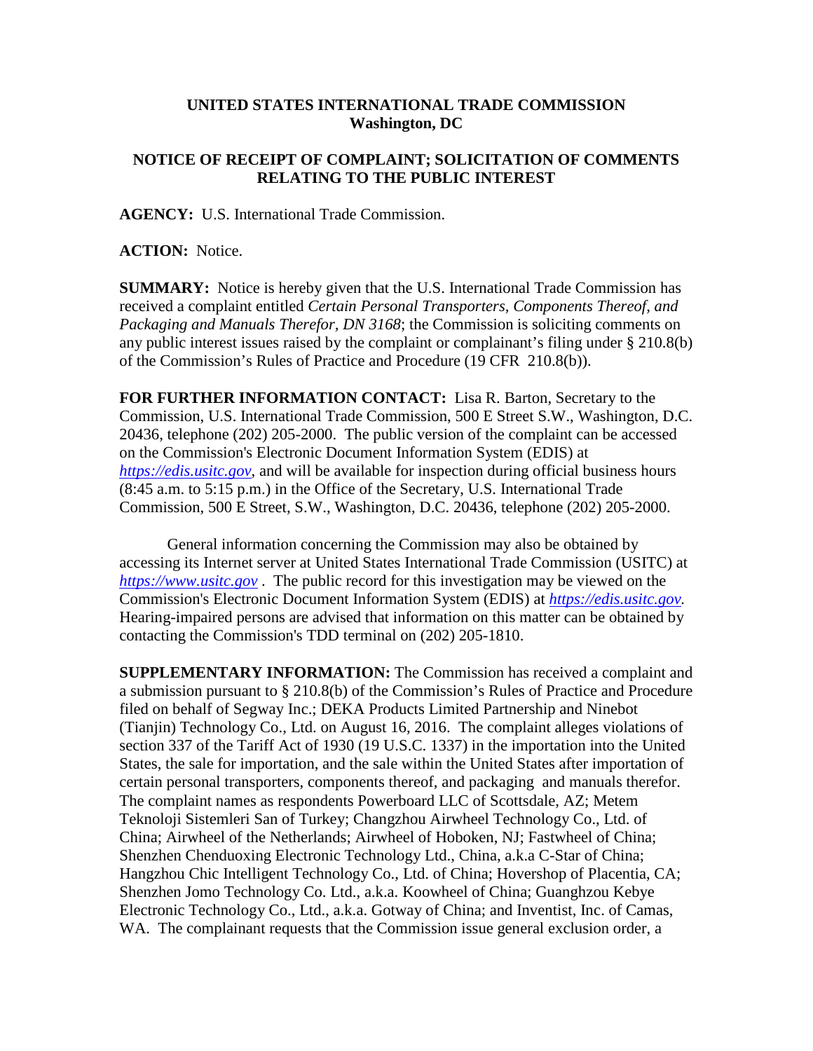**UNITED STATES INTERNATIONAL TRADE COMMISSION**
**Washington, DC**

**NOTICE OF RECEIPT OF COMPLAINT; SOLICITATION OF COMMENTS RELATING TO THE PUBLIC INTEREST**

**AGENCY:** U.S. International Trade Commission.

**ACTION:** Notice.

**SUMMARY:** Notice is hereby given that the U.S. International Trade Commission has received a complaint entitled *Certain Personal Transporters, Components Thereof, and Packaging and Manuals Therefor, DN 3168*; the Commission is soliciting comments on any public interest issues raised by the complaint or complainant's filing under § 210.8(b) of the Commission's Rules of Practice and Procedure (19 CFR 210.8(b)).

**FOR FURTHER INFORMATION CONTACT:** Lisa R. Barton, Secretary to the Commission, U.S. International Trade Commission, 500 E Street S.W., Washington, D.C. 20436, telephone (202) 205-2000. The public version of the complaint can be accessed on the Commission's Electronic Document Information System (EDIS) at *https://edis.usitc.gov*, and will be available for inspection during official business hours (8:45 a.m. to 5:15 p.m.) in the Office of the Secretary, U.S. International Trade Commission, 500 E Street, S.W., Washington, D.C. 20436, telephone (202) 205-2000.

General information concerning the Commission may also be obtained by accessing its Internet server at United States International Trade Commission (USITC) at *https://www.usitc.gov* . The public record for this investigation may be viewed on the Commission's Electronic Document Information System (EDIS) at *https://edis.usitc.gov.* Hearing-impaired persons are advised that information on this matter can be obtained by contacting the Commission's TDD terminal on (202) 205-1810.

**SUPPLEMENTARY INFORMATION:** The Commission has received a complaint and a submission pursuant to § 210.8(b) of the Commission's Rules of Practice and Procedure filed on behalf of Segway Inc.; DEKA Products Limited Partnership and Ninebot (Tianjin) Technology Co., Ltd. on August 16, 2016. The complaint alleges violations of section 337 of the Tariff Act of 1930 (19 U.S.C. 1337) in the importation into the United States, the sale for importation, and the sale within the United States after importation of certain personal transporters, components thereof, and packaging and manuals therefor. The complaint names as respondents Powerboard LLC of Scottsdale, AZ; Metem Teknoloji Sistemleri San of Turkey; Changzhou Airwheel Technology Co., Ltd. of China; Airwheel of the Netherlands; Airwheel of Hoboken, NJ; Fastwheel of China; Shenzhen Chenduoxing Electronic Technology Ltd., China, a.k.a C-Star of China; Hangzhou Chic Intelligent Technology Co., Ltd. of China; Hovershop of Placentia, CA; Shenzhen Jomo Technology Co. Ltd., a.k.a. Koowheel of China; Guanghzou Kebye Electronic Technology Co., Ltd., a.k.a. Gotway of China; and Inventist, Inc. of Camas, WA. The complainant requests that the Commission issue general exclusion order, a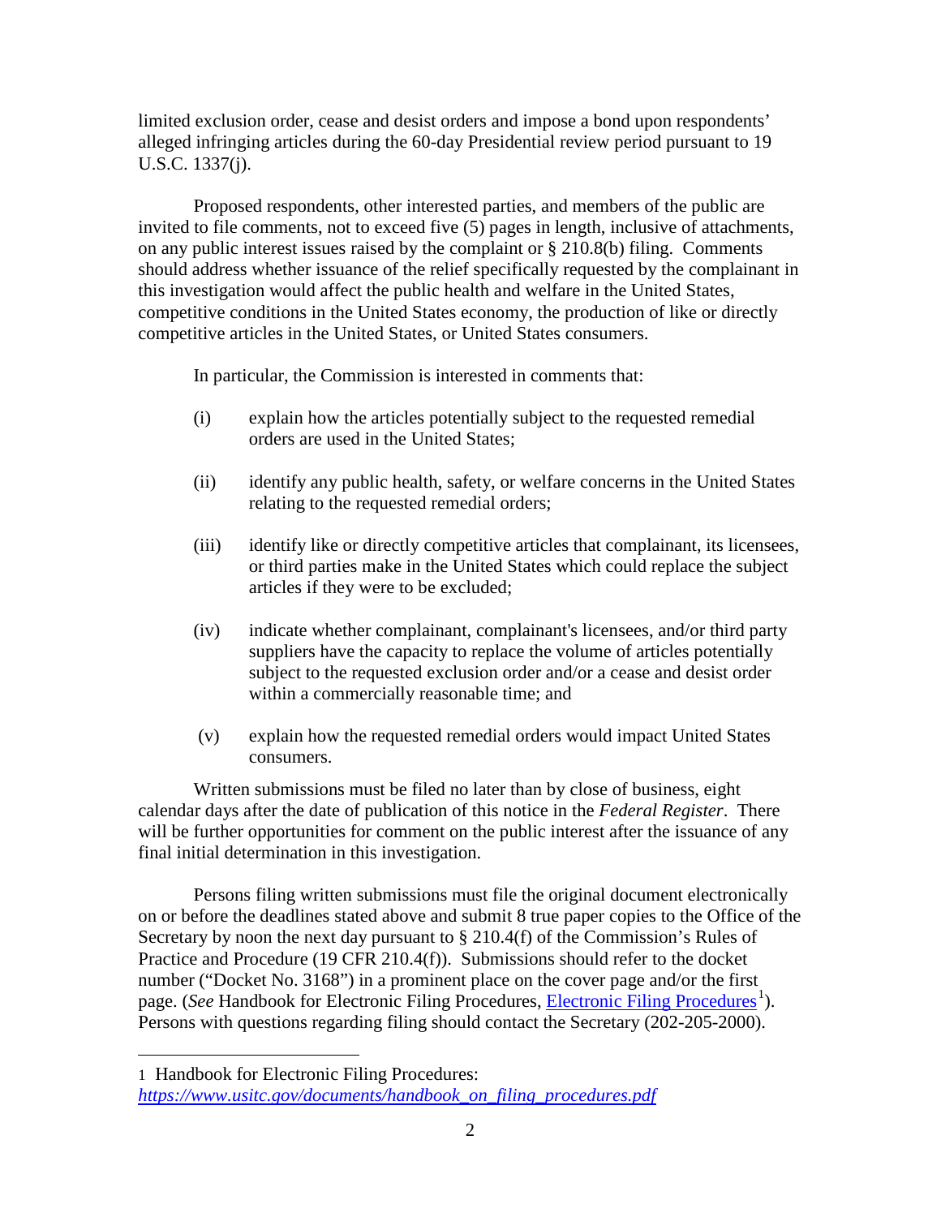limited exclusion order, cease and desist orders and impose a bond upon respondents' alleged infringing articles during the 60-day Presidential review period pursuant to 19 U.S.C. 1337(j).

Proposed respondents, other interested parties, and members of the public are invited to file comments, not to exceed five (5) pages in length, inclusive of attachments, on any public interest issues raised by the complaint or § 210.8(b) filing. Comments should address whether issuance of the relief specifically requested by the complainant in this investigation would affect the public health and welfare in the United States, competitive conditions in the United States economy, the production of like or directly competitive articles in the United States, or United States consumers.

In particular, the Commission is interested in comments that:

(i) explain how the articles potentially subject to the requested remedial orders are used in the United States;

(ii) identify any public health, safety, or welfare concerns in the United States relating to the requested remedial orders;

(iii) identify like or directly competitive articles that complainant, its licensees, or third parties make in the United States which could replace the subject articles if they were to be excluded;

(iv) indicate whether complainant, complainant's licensees, and/or third party suppliers have the capacity to replace the volume of articles potentially subject to the requested exclusion order and/or a cease and desist order within a commercially reasonable time; and

(v) explain how the requested remedial orders would impact United States consumers.

Written submissions must be filed no later than by close of business, eight calendar days after the date of publication of this notice in the *Federal Register*. There will be further opportunities for comment on the public interest after the issuance of any final initial determination in this investigation.

Persons filing written submissions must file the original document electronically on or before the deadlines stated above and submit 8 true paper copies to the Office of the Secretary by noon the next day pursuant to § 210.4(f) of the Commission's Rules of Practice and Procedure (19 CFR 210.4(f)). Submissions should refer to the docket number ("Docket No. 3168") in a prominent place on the cover page and/or the first page. (*See* Handbook for Electronic Filing Procedures, Electronic Filing Procedures[1]). Persons with questions regarding filing should contact the Secretary (202-205-2000).

---

1 Handbook for Electronic Filing Procedures: *https://www.usitc.gov/documents/handbook_on_filing_procedures.pdf*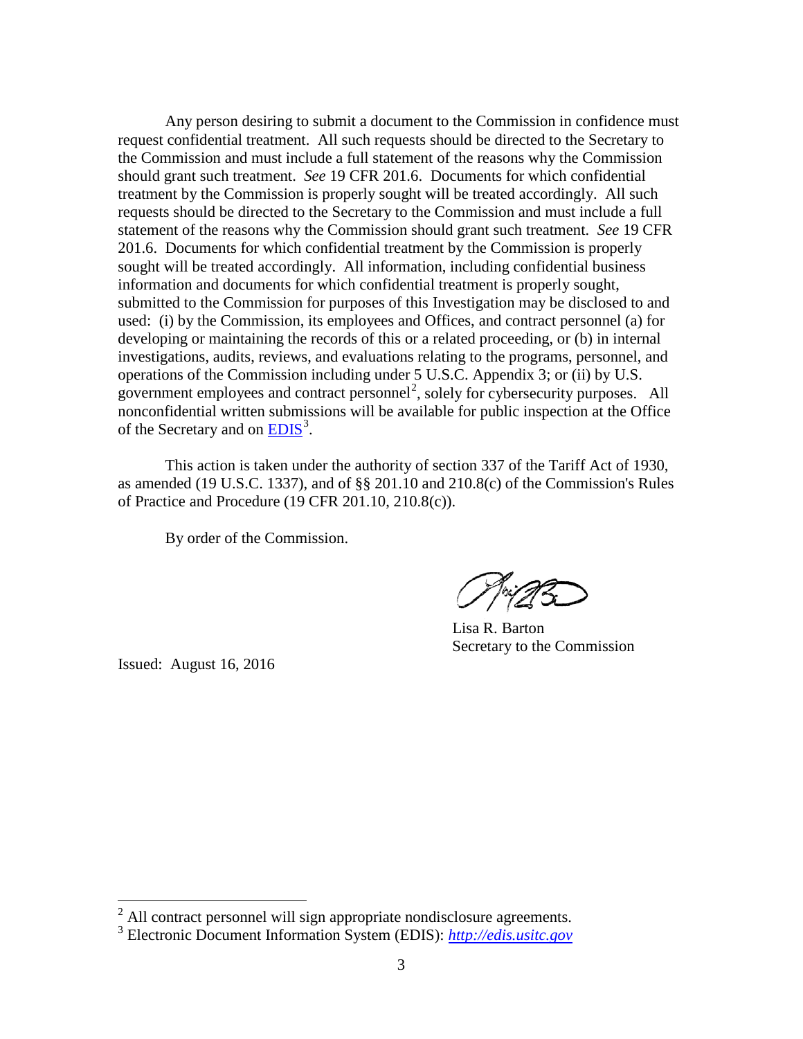Any person desiring to submit a document to the Commission in confidence must request confidential treatment. All such requests should be directed to the Secretary to the Commission and must include a full statement of the reasons why the Commission should grant such treatment. *See* 19 CFR 201.6. Documents for which confidential treatment by the Commission is properly sought will be treated accordingly. All such requests should be directed to the Secretary to the Commission and must include a full statement of the reasons why the Commission should grant such treatment. *See* 19 CFR 201.6. Documents for which confidential treatment by the Commission is properly sought will be treated accordingly. All information, including confidential business information and documents for which confidential treatment is properly sought, submitted to the Commission for purposes of this Investigation may be disclosed to and used: (i) by the Commission, its employees and Offices, and contract personnel (a) for developing or maintaining the records of this or a related proceeding, or (b) in internal investigations, audits, reviews, and evaluations relating to the programs, personnel, and operations of the Commission including under 5 U.S.C. Appendix 3; or (ii) by U.S. government employees and contract personnel[2], solely for cybersecurity purposes. All nonconfidential written submissions will be available for public inspection at the Office of the Secretary and on EDIS[3].

This action is taken under the authority of section 337 of the Tariff Act of 1930, as amended (19 U.S.C. 1337), and of §§ 201.10 and 210.8(c) of the Commission's Rules of Practice and Procedure (19 CFR 201.10, 210.8(c)).

By order of the Commission.

Lisa R. Barton
Secretary to the Commission

Issued: August 16, 2016

[2] All contract personnel will sign appropriate nondisclosure agreements.

[3] Electronic Document Information System (EDIS): *http://edis.usitc.gov*